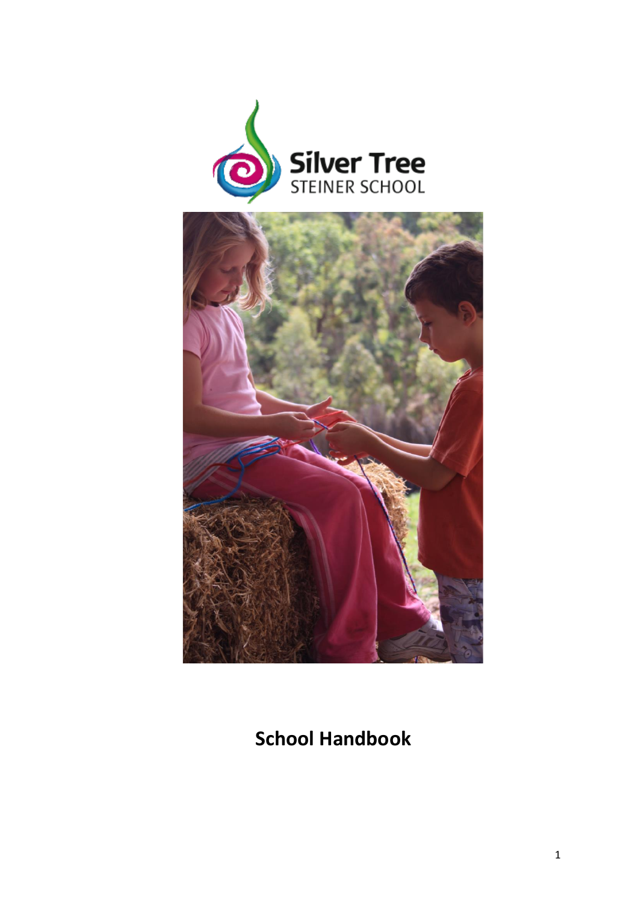Silver Tree
STEINER SCHOOL

# School Handbook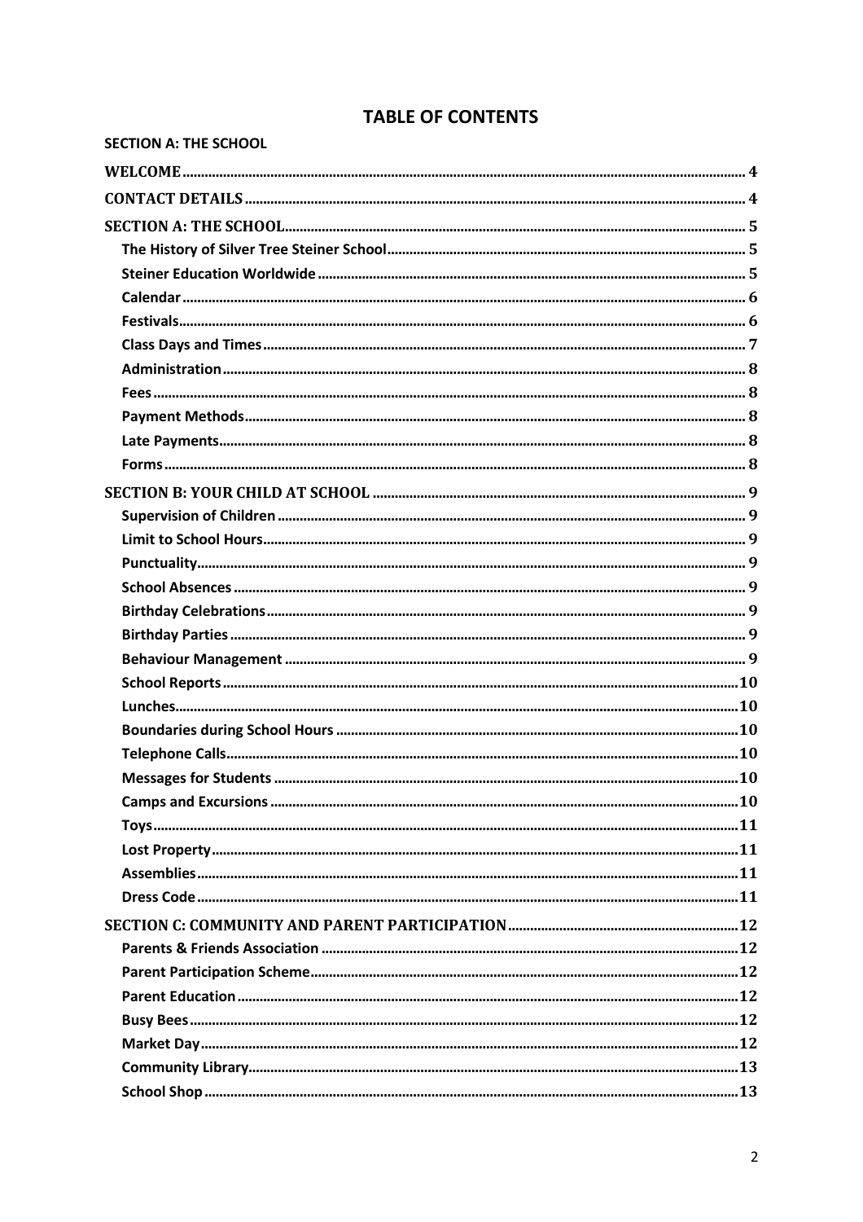# TABLE OF CONTENTS

**SECTION A: THE SCHOOL**

**WELCOME** ..... 4

**CONTACT DETAILS** ..... 4

**SECTION A: THE SCHOOL** ..... 5

- **The History of Silver Tree Steiner School** ..... 5
- **Steiner Education Worldwide** ..... 5
- **Calendar** ..... 6
- **Festivals** ..... 6
- **Class Days and Times** ..... 7
- **Administration** ..... 8
- **Fees** ..... 8
- **Payment Methods** ..... 8
- **Late Payments** ..... 8
- **Forms** ..... 8

**SECTION B: YOUR CHILD AT SCHOOL** ..... 9

- **Supervision of Children** ..... 9
- **Limit to School Hours** ..... 9
- **Punctuality** ..... 9
- **School Absences** ..... 9
- **Birthday Celebrations** ..... 9
- **Birthday Parties** ..... 9
- **Behaviour Management** ..... 9
- **School Reports** ..... 10
- **Lunches** ..... 10
- **Boundaries during School Hours** ..... 10
- **Telephone Calls** ..... 10
- **Messages for Students** ..... 10
- **Camps and Excursions** ..... 10
- **Toys** ..... 11
- **Lost Property** ..... 11
- **Assemblies** ..... 11
- **Dress Code** ..... 11

**SECTION C: COMMUNITY AND PARENT PARTICIPATION** ..... 12

- **Parents & Friends Association** ..... 12
- **Parent Participation Scheme** ..... 12
- **Parent Education** ..... 12
- **Busy Bees** ..... 12
- **Market Day** ..... 12
- **Community Library** ..... 13
- **School Shop** ..... 13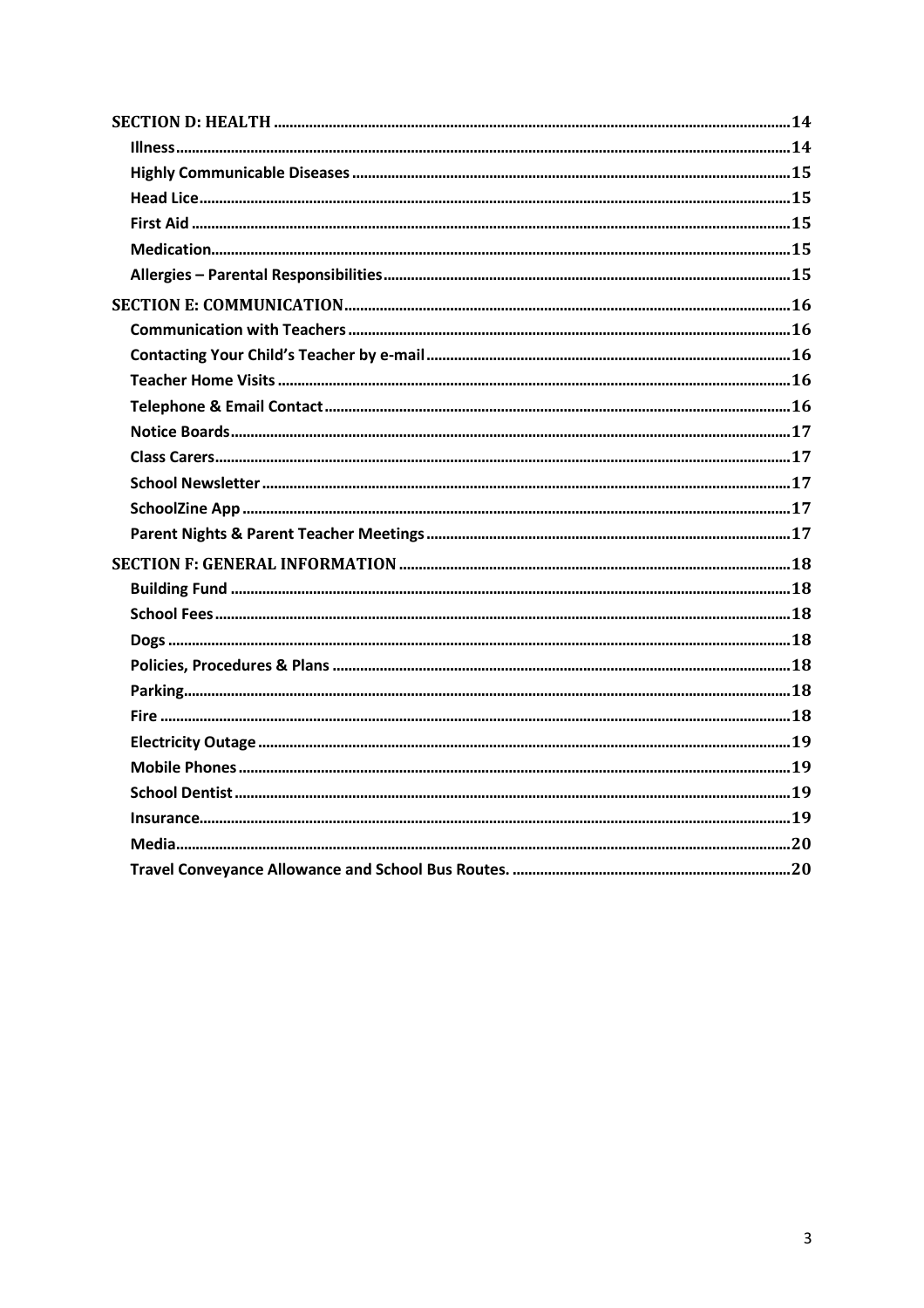**SECTION D: HEALTH** ..... 14

- **Illness** ..... 14
- **Highly Communicable Diseases** ..... 15
- **Head Lice** ..... 15
- **First Aid** ..... 15
- **Medication** ..... 15
- **Allergies – Parental Responsibilities** ..... 15

**SECTION E: COMMUNICATION** ..... 16

- **Communication with Teachers** ..... 16
- **Contacting Your Child's Teacher by e-mail** ..... 16
- **Teacher Home Visits** ..... 16
- **Telephone & Email Contact** ..... 16
- **Notice Boards** ..... 17
- **Class Carers** ..... 17
- **School Newsletter** ..... 17
- **SchoolZine App** ..... 17
- **Parent Nights & Parent Teacher Meetings** ..... 17

**SECTION F: GENERAL INFORMATION** ..... 18

- **Building Fund** ..... 18
- **School Fees** ..... 18
- **Dogs** ..... 18
- **Policies, Procedures & Plans** ..... 18
- **Parking** ..... 18
- **Fire** ..... 18
- **Electricity Outage** ..... 19
- **Mobile Phones** ..... 19
- **School Dentist** ..... 19
- **Insurance** ..... 19
- **Media** ..... 20
- **Travel Conveyance Allowance and School Bus Routes.** ..... 20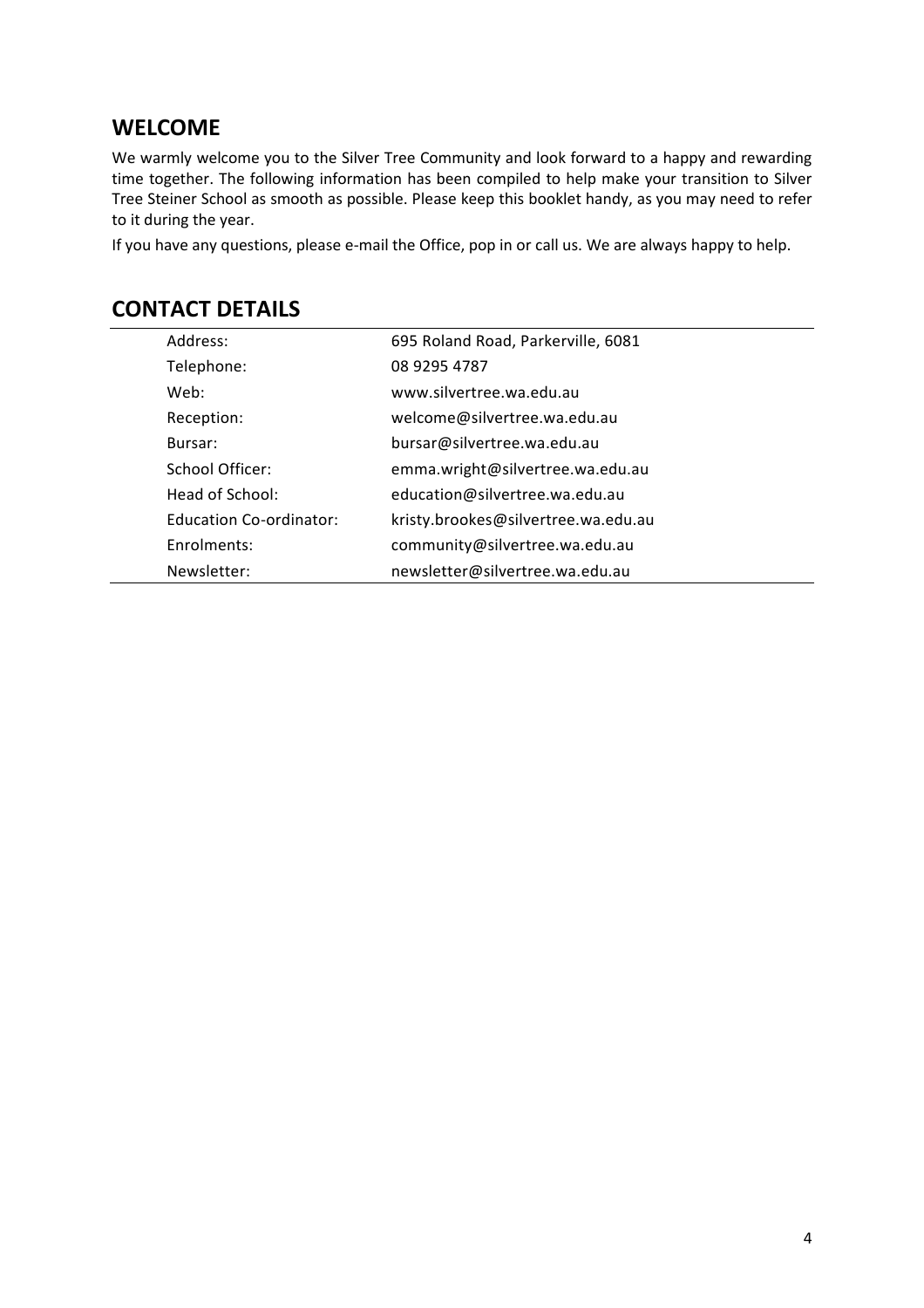## WELCOME

We warmly welcome you to the Silver Tree Community and look forward to a happy and rewarding time together. The following information has been compiled to help make your transition to Silver Tree Steiner School as smooth as possible. Please keep this booklet handy, as you may need to refer to it during the year.

If you have any questions, please e-mail the Office, pop in or call us. We are always happy to help.

## CONTACT DETAILS

| | |
|---|---|
| Address: | 695 Roland Road, Parkerville, 6081 |
| Telephone: | 08 9295 4787 |
| Web: | www.silvertree.wa.edu.au |
| Reception: | welcome@silvertree.wa.edu.au |
| Bursar: | bursar@silvertree.wa.edu.au |
| School Officer: | emma.wright@silvertree.wa.edu.au |
| Head of School: | education@silvertree.wa.edu.au |
| Education Co-ordinator: | kristy.brookes@silvertree.wa.edu.au |
| Enrolments: | community@silvertree.wa.edu.au |
| Newsletter: | newsletter@silvertree.wa.edu.au |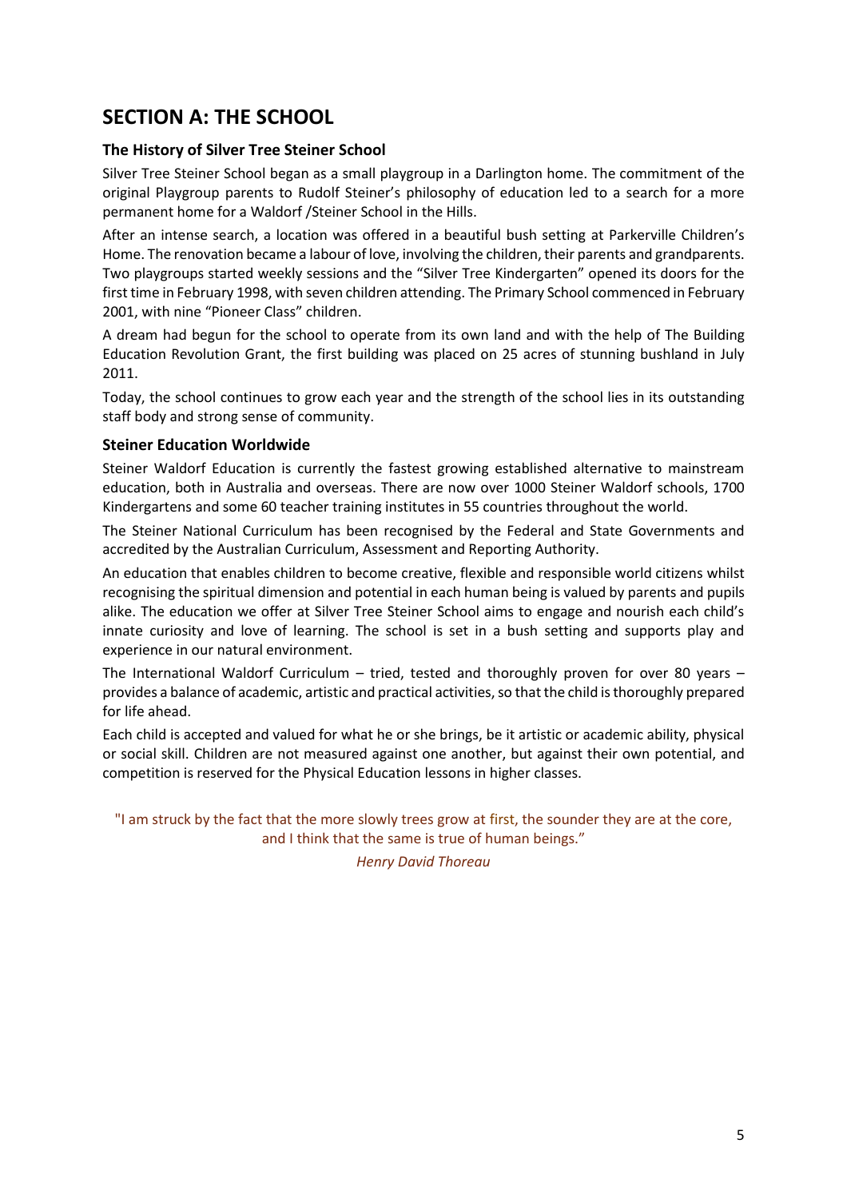# SECTION A: THE SCHOOL

### The History of Silver Tree Steiner School

Silver Tree Steiner School began as a small playgroup in a Darlington home. The commitment of the original Playgroup parents to Rudolf Steiner's philosophy of education led to a search for a more permanent home for a Waldorf /Steiner School in the Hills.

After an intense search, a location was offered in a beautiful bush setting at Parkerville Children's Home. The renovation became a labour of love, involving the children, their parents and grandparents. Two playgroups started weekly sessions and the "Silver Tree Kindergarten" opened its doors for the first time in February 1998, with seven children attending. The Primary School commenced in February 2001, with nine "Pioneer Class" children.

A dream had begun for the school to operate from its own land and with the help of The Building Education Revolution Grant, the first building was placed on 25 acres of stunning bushland in July 2011.

Today, the school continues to grow each year and the strength of the school lies in its outstanding staff body and strong sense of community.

### Steiner Education Worldwide

Steiner Waldorf Education is currently the fastest growing established alternative to mainstream education, both in Australia and overseas. There are now over 1000 Steiner Waldorf schools, 1700 Kindergartens and some 60 teacher training institutes in 55 countries throughout the world.

The Steiner National Curriculum has been recognised by the Federal and State Governments and accredited by the Australian Curriculum, Assessment and Reporting Authority.

An education that enables children to become creative, flexible and responsible world citizens whilst recognising the spiritual dimension and potential in each human being is valued by parents and pupils alike. The education we offer at Silver Tree Steiner School aims to engage and nourish each child's innate curiosity and love of learning. The school is set in a bush setting and supports play and experience in our natural environment.

The International Waldorf Curriculum – tried, tested and thoroughly proven for over 80 years – provides a balance of academic, artistic and practical activities, so that the child is thoroughly prepared for life ahead.

Each child is accepted and valued for what he or she brings, be it artistic or academic ability, physical or social skill. Children are not measured against one another, but against their own potential, and competition is reserved for the Physical Education lessons in higher classes.

"I am struck by the fact that the more slowly trees grow at first, the sounder they are at the core, and I think that the same is true of human beings."

*Henry David Thoreau*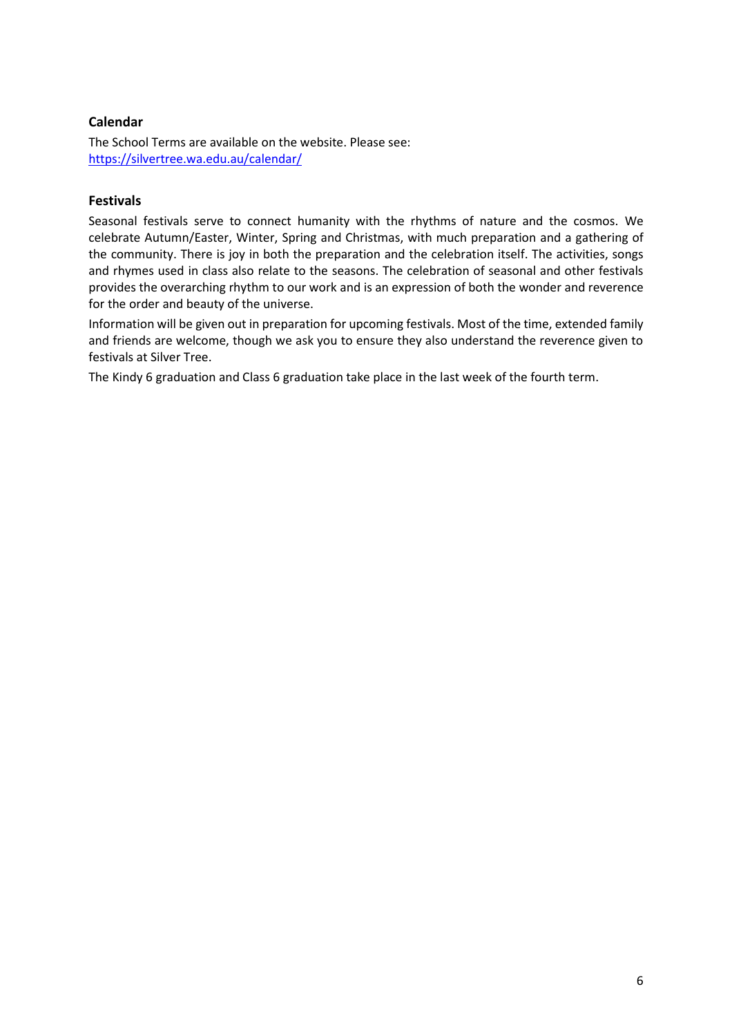## Calendar

The School Terms are available on the website. Please see: [https://silvertree.wa.edu.au/calendar/](https://silvertree.wa.edu.au/calendar/)

## Festivals

Seasonal festivals serve to connect humanity with the rhythms of nature and the cosmos. We celebrate Autumn/Easter, Winter, Spring and Christmas, with much preparation and a gathering of the community. There is joy in both the preparation and the celebration itself. The activities, songs and rhymes used in class also relate to the seasons. The celebration of seasonal and other festivals provides the overarching rhythm to our work and is an expression of both the wonder and reverence for the order and beauty of the universe.

Information will be given out in preparation for upcoming festivals. Most of the time, extended family and friends are welcome, though we ask you to ensure they also understand the reverence given to festivals at Silver Tree.

The Kindy 6 graduation and Class 6 graduation take place in the last week of the fourth term.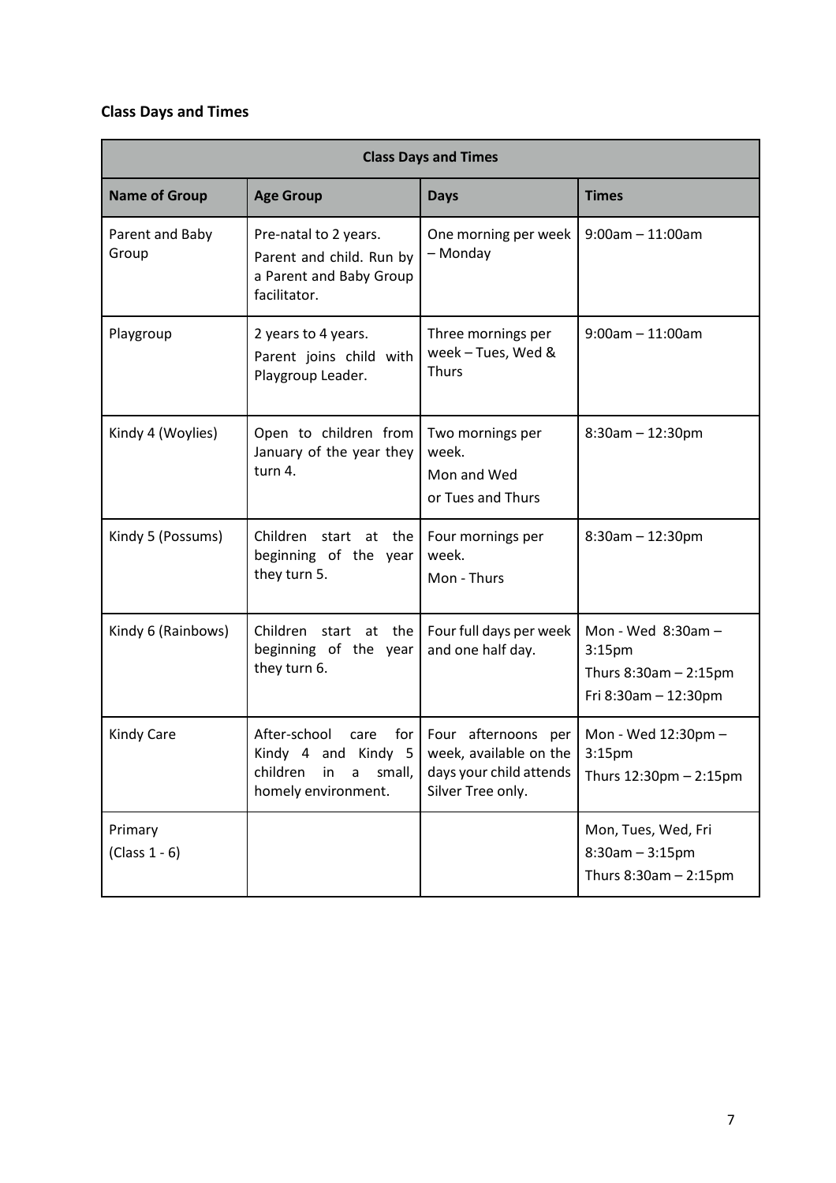## Class Days and Times

| Class Days and Times | | | |
|---|---|---|---|
| **Name of Group** | **Age Group** | **Days** | **Times** |
| Parent and Baby Group | Pre-natal to 2 years. Parent and child. Run by a Parent and Baby Group facilitator. | One morning per week – Monday | 9:00am – 11:00am |
| Playgroup | 2 years to 4 years. Parent joins child with Playgroup Leader. | Three mornings per week – Tues, Wed & Thurs | 9:00am – 11:00am |
| Kindy 4 (Woylies) | Open to children from January of the year they turn 4. | Two mornings per week. Mon and Wed or Tues and Thurs | 8:30am – 12:30pm |
| Kindy 5 (Possums) | Children start at the beginning of the year they turn 5. | Four mornings per week. Mon - Thurs | 8:30am – 12:30pm |
| Kindy 6 (Rainbows) | Children start at the beginning of the year they turn 6. | Four full days per week and one half day. | Mon - Wed 8:30am – 3:15pm<br>Thurs 8:30am – 2:15pm<br>Fri 8:30am – 12:30pm |
| Kindy Care | After-school care for Kindy 4 and Kindy 5 children in a small, homely environment. | Four afternoons per week, available on the days your child attends Silver Tree only. | Mon - Wed 12:30pm – 3:15pm<br>Thurs 12:30pm – 2:15pm |
| Primary (Class 1 - 6) | | | Mon, Tues, Wed, Fri 8:30am – 3:15pm<br>Thurs 8:30am – 2:15pm |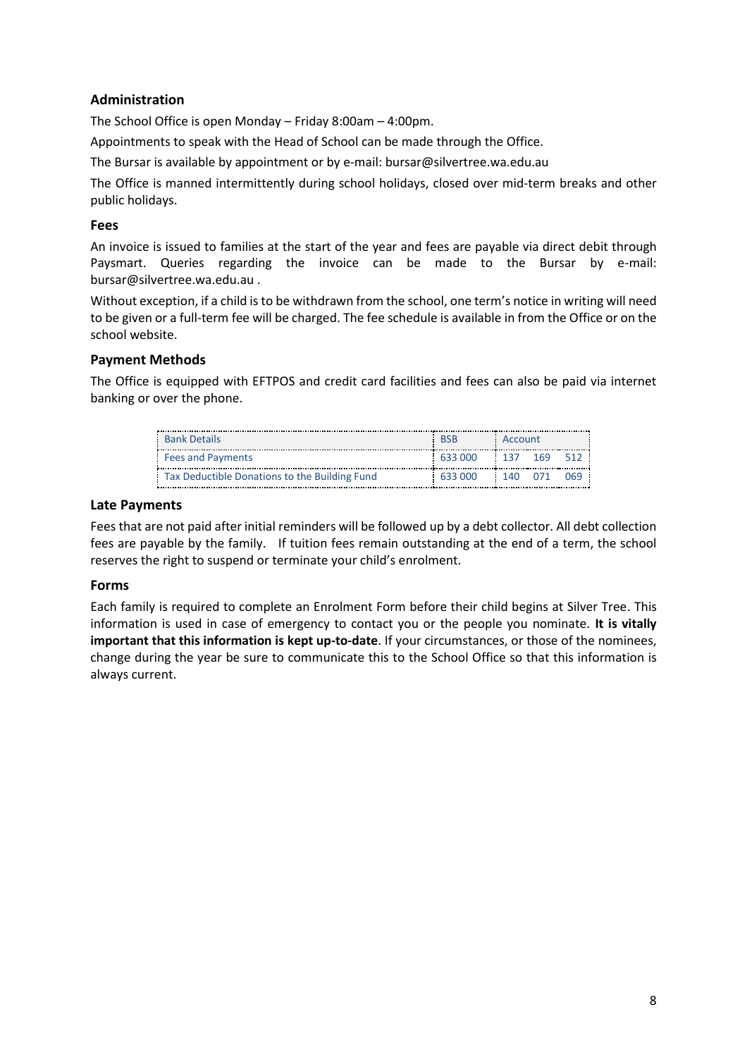## Administration

The School Office is open Monday – Friday 8:00am – 4:00pm.

Appointments to speak with the Head of School can be made through the Office.

The Bursar is available by appointment or by e-mail: bursar@silvertree.wa.edu.au

The Office is manned intermittently during school holidays, closed over mid-term breaks and other public holidays.

## Fees

An invoice is issued to families at the start of the year and fees are payable via direct debit through Paysmart. Queries regarding the invoice can be made to the Bursar by e-mail: bursar@silvertree.wa.edu.au .

Without exception, if a child is to be withdrawn from the school, one term's notice in writing will need to be given or a full-term fee will be charged. The fee schedule is available in from the Office or on the school website.

## Payment Methods

The Office is equipped with EFTPOS and credit card facilities and fees can also be paid via internet banking or over the phone.

| Bank Details | BSB | Account |
|---|---|---|
| Fees and Payments | 633 000 | 137 169 512 |
| Tax Deductible Donations to the Building Fund | 633 000 | 140 071 069 |

## Late Payments

Fees that are not paid after initial reminders will be followed up by a debt collector. All debt collection fees are payable by the family. If tuition fees remain outstanding at the end of a term, the school reserves the right to suspend or terminate your child's enrolment.

## Forms

Each family is required to complete an Enrolment Form before their child begins at Silver Tree. This information is used in case of emergency to contact you or the people you nominate. **It is vitally important that this information is kept up-to-date**. If your circumstances, or those of the nominees, change during the year be sure to communicate this to the School Office so that this information is always current.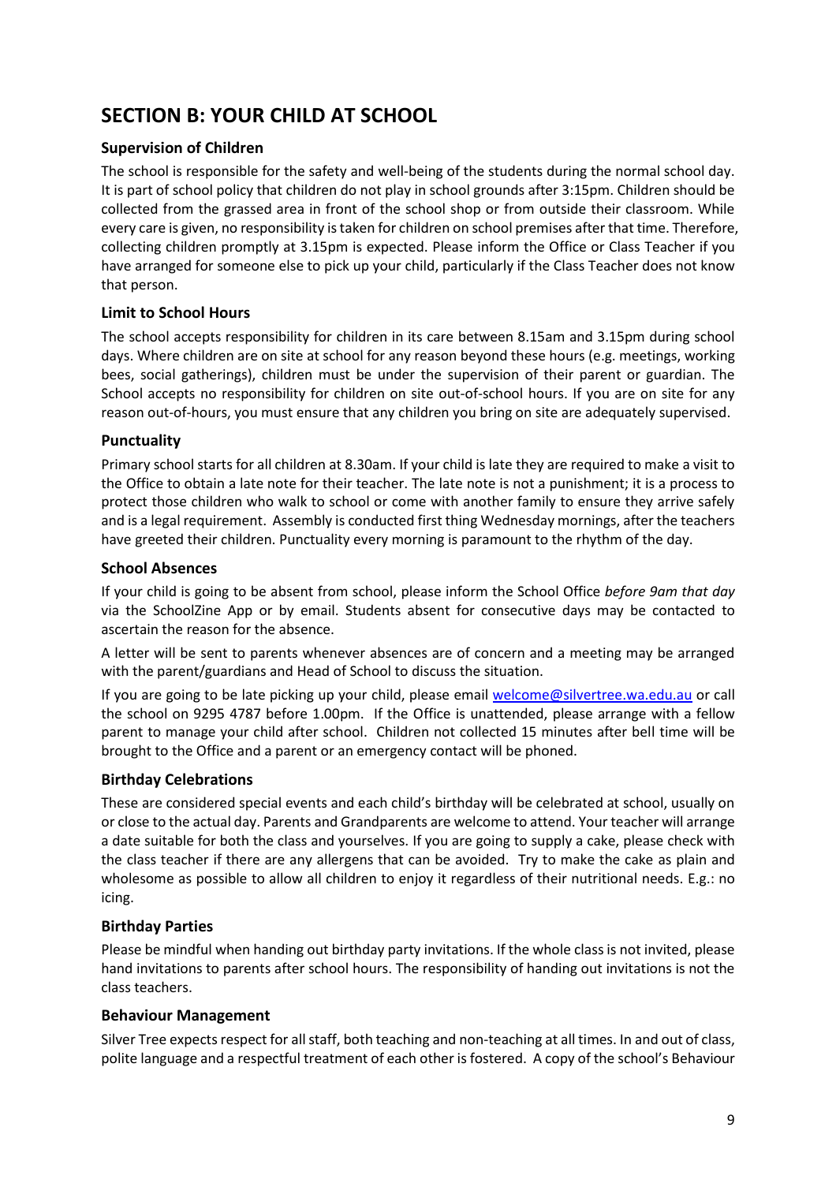## SECTION B: YOUR CHILD AT SCHOOL

### Supervision of Children

The school is responsible for the safety and well-being of the students during the normal school day. It is part of school policy that children do not play in school grounds after 3:15pm. Children should be collected from the grassed area in front of the school shop or from outside their classroom. While every care is given, no responsibility is taken for children on school premises after that time. Therefore, collecting children promptly at 3.15pm is expected. Please inform the Office or Class Teacher if you have arranged for someone else to pick up your child, particularly if the Class Teacher does not know that person.

### Limit to School Hours

The school accepts responsibility for children in its care between 8.15am and 3.15pm during school days. Where children are on site at school for any reason beyond these hours (e.g. meetings, working bees, social gatherings), children must be under the supervision of their parent or guardian. The School accepts no responsibility for children on site out-of-school hours. If you are on site for any reason out-of-hours, you must ensure that any children you bring on site are adequately supervised.

### Punctuality

Primary school starts for all children at 8.30am. If your child is late they are required to make a visit to the Office to obtain a late note for their teacher. The late note is not a punishment; it is a process to protect those children who walk to school or come with another family to ensure they arrive safely and is a legal requirement. Assembly is conducted first thing Wednesday mornings, after the teachers have greeted their children. Punctuality every morning is paramount to the rhythm of the day.

### School Absences

If your child is going to be absent from school, please inform the School Office *before 9am that day* via the SchoolZine App or by email. Students absent for consecutive days may be contacted to ascertain the reason for the absence.

A letter will be sent to parents whenever absences are of concern and a meeting may be arranged with the parent/guardians and Head of School to discuss the situation.

If you are going to be late picking up your child, please email welcome@silvertree.wa.edu.au or call the school on 9295 4787 before 1.00pm. If the Office is unattended, please arrange with a fellow parent to manage your child after school. Children not collected 15 minutes after bell time will be brought to the Office and a parent or an emergency contact will be phoned.

### Birthday Celebrations

These are considered special events and each child's birthday will be celebrated at school, usually on or close to the actual day. Parents and Grandparents are welcome to attend. Your teacher will arrange a date suitable for both the class and yourselves. If you are going to supply a cake, please check with the class teacher if there are any allergens that can be avoided. Try to make the cake as plain and wholesome as possible to allow all children to enjoy it regardless of their nutritional needs. E.g.: no icing.

### Birthday Parties

Please be mindful when handing out birthday party invitations. If the whole class is not invited, please hand invitations to parents after school hours. The responsibility of handing out invitations is not the class teachers.

### Behaviour Management

Silver Tree expects respect for all staff, both teaching and non-teaching at all times. In and out of class, polite language and a respectful treatment of each other is fostered. A copy of the school's Behaviour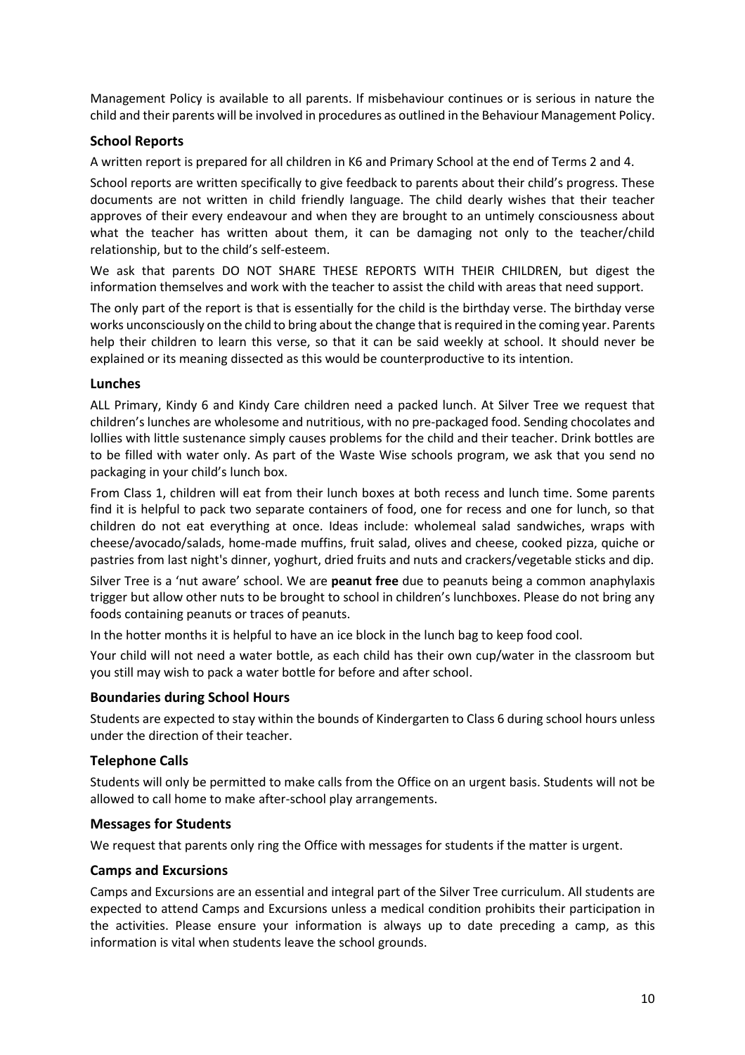Management Policy is available to all parents. If misbehaviour continues or is serious in nature the child and their parents will be involved in procedures as outlined in the Behaviour Management Policy.

### School Reports

A written report is prepared for all children in K6 and Primary School at the end of Terms 2 and 4.

School reports are written specifically to give feedback to parents about their child's progress. These documents are not written in child friendly language. The child dearly wishes that their teacher approves of their every endeavour and when they are brought to an untimely consciousness about what the teacher has written about them, it can be damaging not only to the teacher/child relationship, but to the child's self-esteem.

We ask that parents DO NOT SHARE THESE REPORTS WITH THEIR CHILDREN, but digest the information themselves and work with the teacher to assist the child with areas that need support.

The only part of the report is that is essentially for the child is the birthday verse. The birthday verse works unconsciously on the child to bring about the change that is required in the coming year. Parents help their children to learn this verse, so that it can be said weekly at school. It should never be explained or its meaning dissected as this would be counterproductive to its intention.

### Lunches

ALL Primary, Kindy 6 and Kindy Care children need a packed lunch. At Silver Tree we request that children's lunches are wholesome and nutritious, with no pre-packaged food. Sending chocolates and lollies with little sustenance simply causes problems for the child and their teacher. Drink bottles are to be filled with water only. As part of the Waste Wise schools program, we ask that you send no packaging in your child's lunch box.

From Class 1, children will eat from their lunch boxes at both recess and lunch time. Some parents find it is helpful to pack two separate containers of food, one for recess and one for lunch, so that children do not eat everything at once. Ideas include: wholemeal salad sandwiches, wraps with cheese/avocado/salads, home-made muffins, fruit salad, olives and cheese, cooked pizza, quiche or pastries from last night's dinner, yoghurt, dried fruits and nuts and crackers/vegetable sticks and dip.

Silver Tree is a 'nut aware' school. We are **peanut free** due to peanuts being a common anaphylaxis trigger but allow other nuts to be brought to school in children's lunchboxes. Please do not bring any foods containing peanuts or traces of peanuts.

In the hotter months it is helpful to have an ice block in the lunch bag to keep food cool.

Your child will not need a water bottle, as each child has their own cup/water in the classroom but you still may wish to pack a water bottle for before and after school.

### Boundaries during School Hours

Students are expected to stay within the bounds of Kindergarten to Class 6 during school hours unless under the direction of their teacher.

### Telephone Calls

Students will only be permitted to make calls from the Office on an urgent basis. Students will not be allowed to call home to make after-school play arrangements.

### Messages for Students

We request that parents only ring the Office with messages for students if the matter is urgent.

### Camps and Excursions

Camps and Excursions are an essential and integral part of the Silver Tree curriculum. All students are expected to attend Camps and Excursions unless a medical condition prohibits their participation in the activities. Please ensure your information is always up to date preceding a camp, as this information is vital when students leave the school grounds.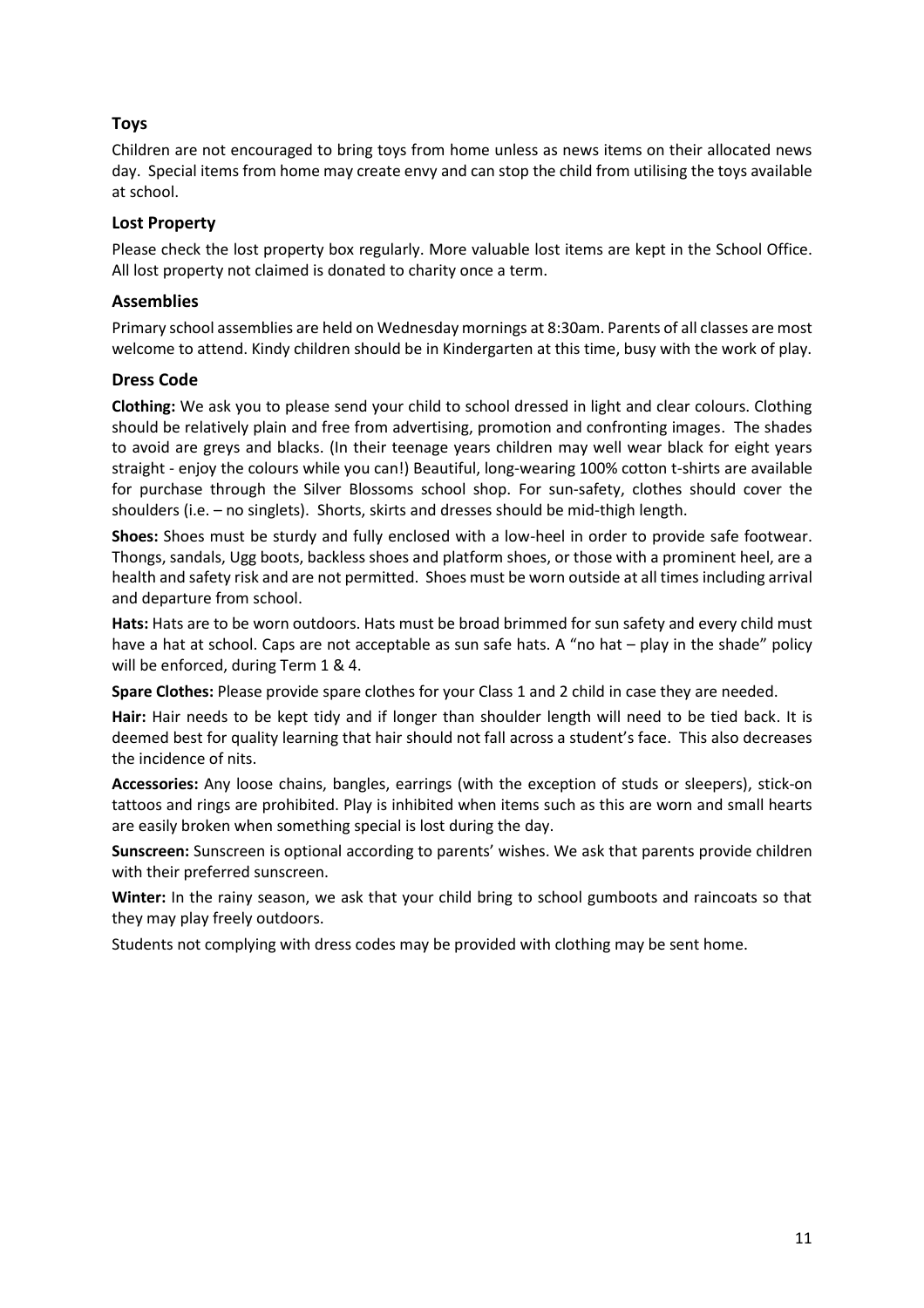### Toys

Children are not encouraged to bring toys from home unless as news items on their allocated news day. Special items from home may create envy and can stop the child from utilising the toys available at school.

### Lost Property

Please check the lost property box regularly. More valuable lost items are kept in the School Office. All lost property not claimed is donated to charity once a term.

### Assemblies

Primary school assemblies are held on Wednesday mornings at 8:30am. Parents of all classes are most welcome to attend. Kindy children should be in Kindergarten at this time, busy with the work of play.

### Dress Code

**Clothing:** We ask you to please send your child to school dressed in light and clear colours. Clothing should be relatively plain and free from advertising, promotion and confronting images. The shades to avoid are greys and blacks. (In their teenage years children may well wear black for eight years straight - enjoy the colours while you can!) Beautiful, long-wearing 100% cotton t-shirts are available for purchase through the Silver Blossoms school shop. For sun-safety, clothes should cover the shoulders (i.e. – no singlets). Shorts, skirts and dresses should be mid-thigh length.

**Shoes:** Shoes must be sturdy and fully enclosed with a low-heel in order to provide safe footwear. Thongs, sandals, Ugg boots, backless shoes and platform shoes, or those with a prominent heel, are a health and safety risk and are not permitted. Shoes must be worn outside at all times including arrival and departure from school.

**Hats:** Hats are to be worn outdoors. Hats must be broad brimmed for sun safety and every child must have a hat at school. Caps are not acceptable as sun safe hats. A "no hat – play in the shade" policy will be enforced, during Term 1 & 4.

**Spare Clothes:** Please provide spare clothes for your Class 1 and 2 child in case they are needed.

**Hair:** Hair needs to be kept tidy and if longer than shoulder length will need to be tied back. It is deemed best for quality learning that hair should not fall across a student's face. This also decreases the incidence of nits.

**Accessories:** Any loose chains, bangles, earrings (with the exception of studs or sleepers), stick-on tattoos and rings are prohibited. Play is inhibited when items such as this are worn and small hearts are easily broken when something special is lost during the day.

**Sunscreen:** Sunscreen is optional according to parents' wishes. We ask that parents provide children with their preferred sunscreen.

**Winter:** In the rainy season, we ask that your child bring to school gumboots and raincoats so that they may play freely outdoors.

Students not complying with dress codes may be provided with clothing may be sent home.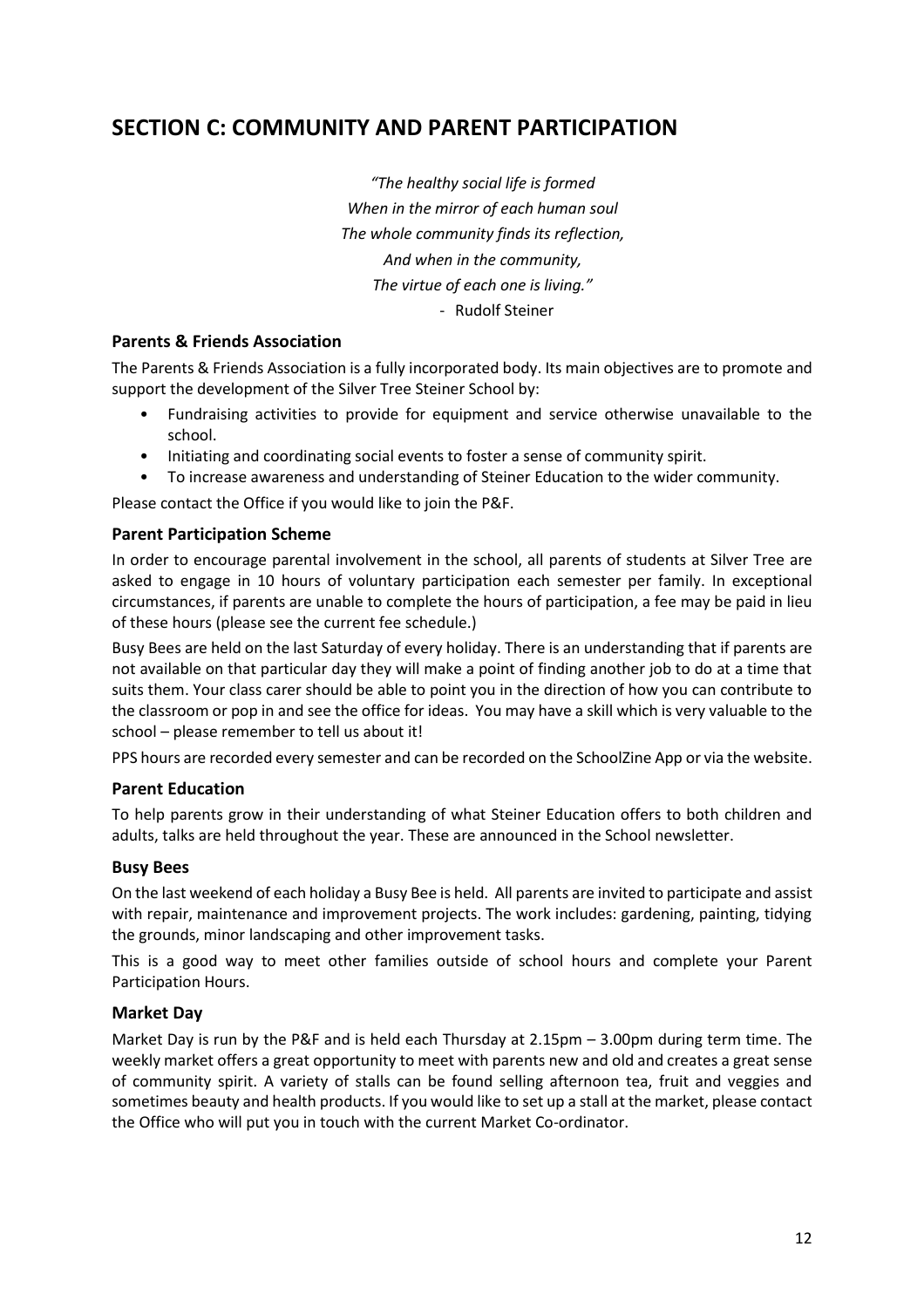## SECTION C: COMMUNITY AND PARENT PARTICIPATION

*"The healthy social life is formed*
*When in the mirror of each human soul*
*The whole community finds its reflection,*
*And when in the community,*
*The virtue of each one is living."*
- Rudolf Steiner

### Parents & Friends Association

The Parents & Friends Association is a fully incorporated body. Its main objectives are to promote and support the development of the Silver Tree Steiner School by:

- Fundraising activities to provide for equipment and service otherwise unavailable to the school.
- Initiating and coordinating social events to foster a sense of community spirit.
- To increase awareness and understanding of Steiner Education to the wider community.

Please contact the Office if you would like to join the P&F.

### Parent Participation Scheme

In order to encourage parental involvement in the school, all parents of students at Silver Tree are asked to engage in 10 hours of voluntary participation each semester per family. In exceptional circumstances, if parents are unable to complete the hours of participation, a fee may be paid in lieu of these hours (please see the current fee schedule.)

Busy Bees are held on the last Saturday of every holiday. There is an understanding that if parents are not available on that particular day they will make a point of finding another job to do at a time that suits them. Your class carer should be able to point you in the direction of how you can contribute to the classroom or pop in and see the office for ideas. You may have a skill which is very valuable to the school – please remember to tell us about it!

PPS hours are recorded every semester and can be recorded on the SchoolZine App or via the website.

### Parent Education

To help parents grow in their understanding of what Steiner Education offers to both children and adults, talks are held throughout the year. These are announced in the School newsletter.

### Busy Bees

On the last weekend of each holiday a Busy Bee is held. All parents are invited to participate and assist with repair, maintenance and improvement projects. The work includes: gardening, painting, tidying the grounds, minor landscaping and other improvement tasks.

This is a good way to meet other families outside of school hours and complete your Parent Participation Hours.

### Market Day

Market Day is run by the P&F and is held each Thursday at 2.15pm – 3.00pm during term time. The weekly market offers a great opportunity to meet with parents new and old and creates a great sense of community spirit. A variety of stalls can be found selling afternoon tea, fruit and veggies and sometimes beauty and health products. If you would like to set up a stall at the market, please contact the Office who will put you in touch with the current Market Co-ordinator.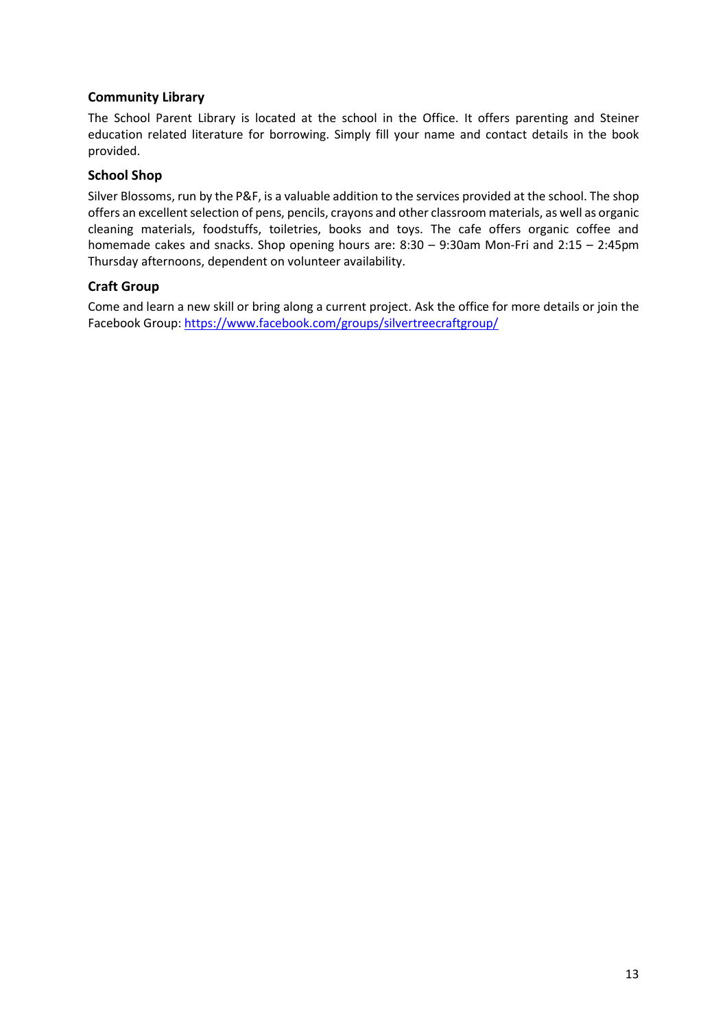### Community Library

The School Parent Library is located at the school in the Office. It offers parenting and Steiner education related literature for borrowing. Simply fill your name and contact details in the book provided.

### School Shop

Silver Blossoms, run by the P&F, is a valuable addition to the services provided at the school. The shop offers an excellent selection of pens, pencils, crayons and other classroom materials, as well as organic cleaning materials, foodstuffs, toiletries, books and toys. The cafe offers organic coffee and homemade cakes and snacks. Shop opening hours are: 8:30 – 9:30am Mon-Fri and 2:15 – 2:45pm Thursday afternoons, dependent on volunteer availability.

### Craft Group

Come and learn a new skill or bring along a current project. Ask the office for more details or join the Facebook Group: https://www.facebook.com/groups/silvertreecraftgroup/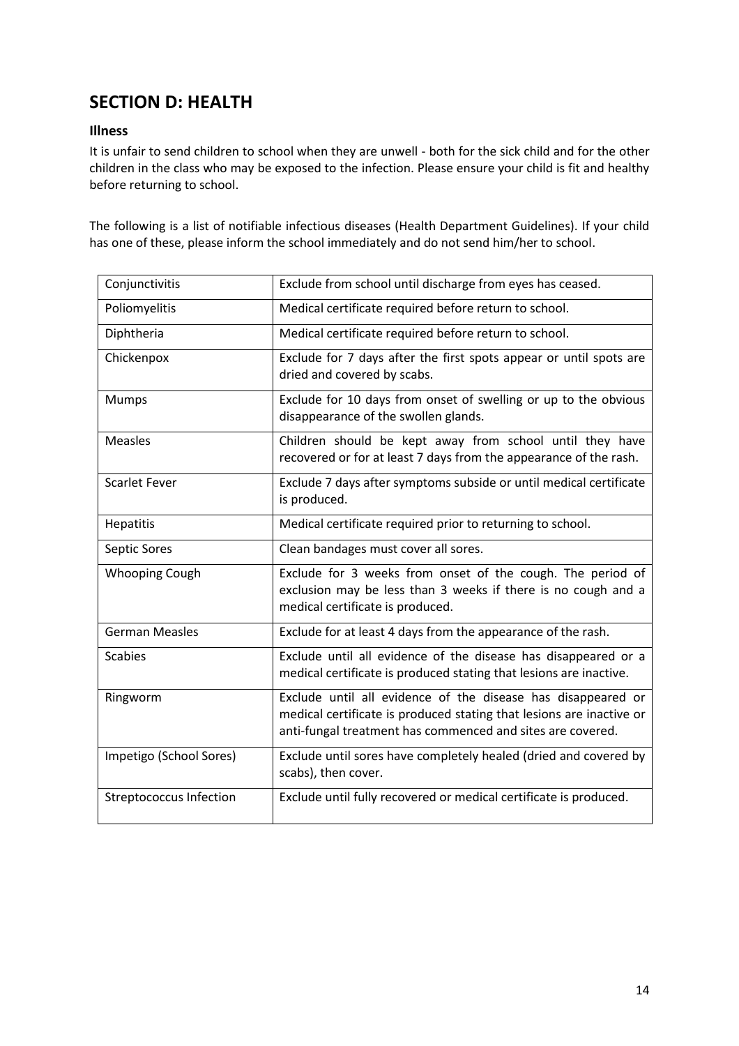## SECTION D: HEALTH

### Illness

It is unfair to send children to school when they are unwell - both for the sick child and for the other children in the class who may be exposed to the infection. Please ensure your child is fit and healthy before returning to school.

The following is a list of notifiable infectious diseases (Health Department Guidelines). If your child has one of these, please inform the school immediately and do not send him/her to school.

| | |
|---|---|
| Conjunctivitis | Exclude from school until discharge from eyes has ceased. |
| Poliomyelitis | Medical certificate required before return to school. |
| Diphtheria | Medical certificate required before return to school. |
| Chickenpox | Exclude for 7 days after the first spots appear or until spots are dried and covered by scabs. |
| Mumps | Exclude for 10 days from onset of swelling or up to the obvious disappearance of the swollen glands. |
| Measles | Children should be kept away from school until they have recovered or for at least 7 days from the appearance of the rash. |
| Scarlet Fever | Exclude 7 days after symptoms subside or until medical certificate is produced. |
| Hepatitis | Medical certificate required prior to returning to school. |
| Septic Sores | Clean bandages must cover all sores. |
| Whooping Cough | Exclude for 3 weeks from onset of the cough. The period of exclusion may be less than 3 weeks if there is no cough and a medical certificate is produced. |
| German Measles | Exclude for at least 4 days from the appearance of the rash. |
| Scabies | Exclude until all evidence of the disease has disappeared or a medical certificate is produced stating that lesions are inactive. |
| Ringworm | Exclude until all evidence of the disease has disappeared or medical certificate is produced stating that lesions are inactive or anti-fungal treatment has commenced and sites are covered. |
| Impetigo (School Sores) | Exclude until sores have completely healed (dried and covered by scabs), then cover. |
| Streptococcus Infection | Exclude until fully recovered or medical certificate is produced. |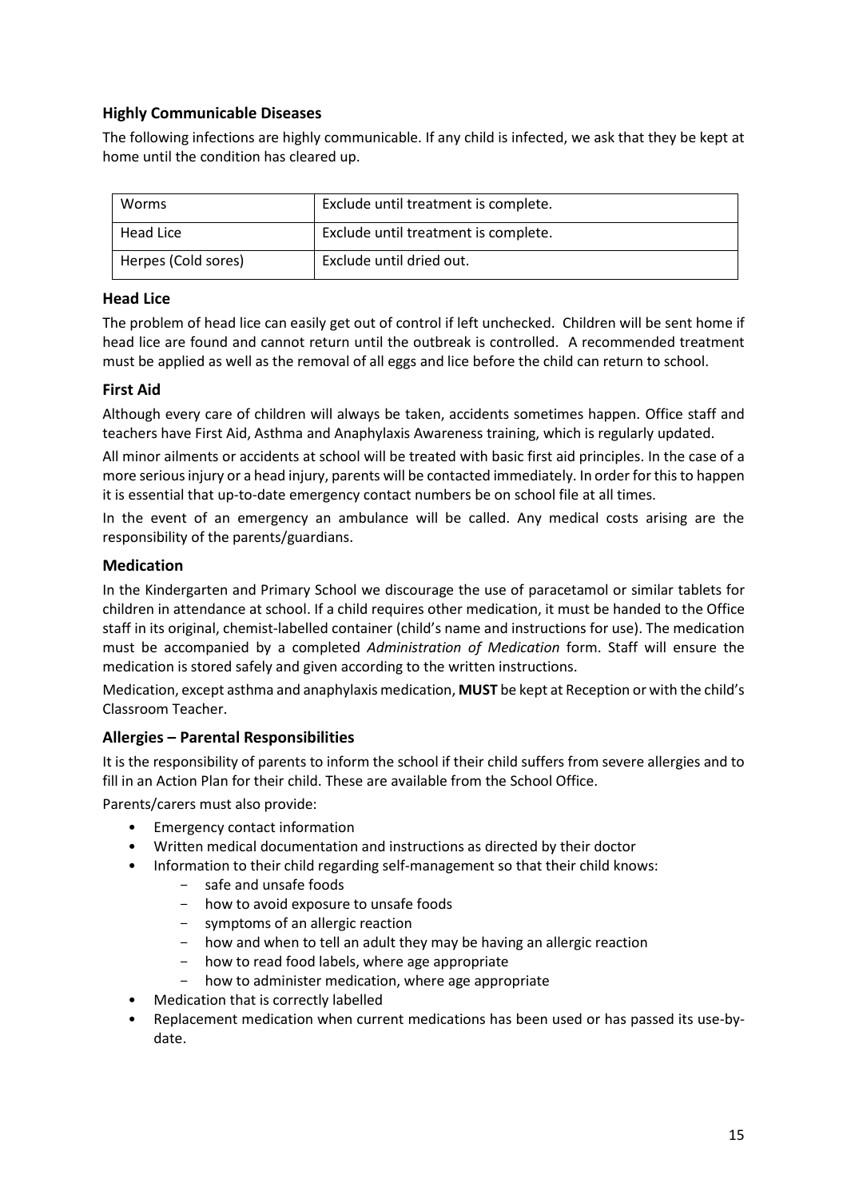### Highly Communicable Diseases

The following infections are highly communicable. If any child is infected, we ask that they be kept at home until the condition has cleared up.

| Worms | Exclude until treatment is complete. |
| --- | --- |
| Head Lice | Exclude until treatment is complete. |
| Herpes (Cold sores) | Exclude until dried out. |

### Head Lice

The problem of head lice can easily get out of control if left unchecked. Children will be sent home if head lice are found and cannot return until the outbreak is controlled. A recommended treatment must be applied as well as the removal of all eggs and lice before the child can return to school.

### First Aid

Although every care of children will always be taken, accidents sometimes happen. Office staff and teachers have First Aid, Asthma and Anaphylaxis Awareness training, which is regularly updated.

All minor ailments or accidents at school will be treated with basic first aid principles. In the case of a more serious injury or a head injury, parents will be contacted immediately. In order for this to happen it is essential that up-to-date emergency contact numbers be on school file at all times.

In the event of an emergency an ambulance will be called. Any medical costs arising are the responsibility of the parents/guardians.

### Medication

In the Kindergarten and Primary School we discourage the use of paracetamol or similar tablets for children in attendance at school. If a child requires other medication, it must be handed to the Office staff in its original, chemist-labelled container (child's name and instructions for use). The medication must be accompanied by a completed *Administration of Medication* form. Staff will ensure the medication is stored safely and given according to the written instructions.

Medication, except asthma and anaphylaxis medication, **MUST** be kept at Reception or with the child's Classroom Teacher.

### Allergies – Parental Responsibilities

It is the responsibility of parents to inform the school if their child suffers from severe allergies and to fill in an Action Plan for their child. These are available from the School Office.

Parents/carers must also provide:

- Emergency contact information
- Written medical documentation and instructions as directed by their doctor
- Information to their child regarding self-management so that their child knows:
  - safe and unsafe foods
  - how to avoid exposure to unsafe foods
  - symptoms of an allergic reaction
  - how and when to tell an adult they may be having an allergic reaction
  - how to read food labels, where age appropriate
  - how to administer medication, where age appropriate
- Medication that is correctly labelled
- Replacement medication when current medications has been used or has passed its use-by-date.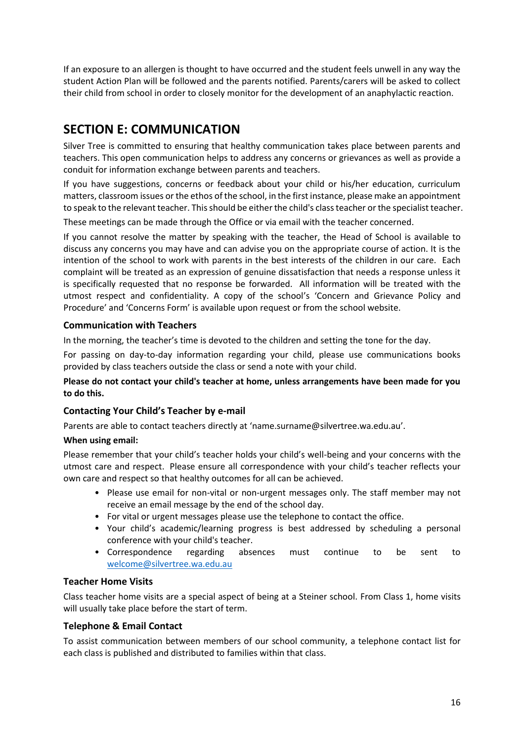If an exposure to an allergen is thought to have occurred and the student feels unwell in any way the student Action Plan will be followed and the parents notified. Parents/carers will be asked to collect their child from school in order to closely monitor for the development of an anaphylactic reaction.

## SECTION E: COMMUNICATION

Silver Tree is committed to ensuring that healthy communication takes place between parents and teachers. This open communication helps to address any concerns or grievances as well as provide a conduit for information exchange between parents and teachers.

If you have suggestions, concerns or feedback about your child or his/her education, curriculum matters, classroom issues or the ethos of the school, in the first instance, please make an appointment to speak to the relevant teacher. This should be either the child's class teacher or the specialist teacher.

These meetings can be made through the Office or via email with the teacher concerned.

If you cannot resolve the matter by speaking with the teacher, the Head of School is available to discuss any concerns you may have and can advise you on the appropriate course of action. It is the intention of the school to work with parents in the best interests of the children in our care. Each complaint will be treated as an expression of genuine dissatisfaction that needs a response unless it is specifically requested that no response be forwarded. All information will be treated with the utmost respect and confidentiality. A copy of the school's 'Concern and Grievance Policy and Procedure' and 'Concerns Form' is available upon request or from the school website.

### Communication with Teachers

In the morning, the teacher's time is devoted to the children and setting the tone for the day.

For passing on day-to-day information regarding your child, please use communications books provided by class teachers outside the class or send a note with your child.

**Please do not contact your child's teacher at home, unless arrangements have been made for you to do this.**

### Contacting Your Child's Teacher by e-mail

Parents are able to contact teachers directly at 'name.surname@silvertree.wa.edu.au'.

**When using email:**

Please remember that your child's teacher holds your child's well-being and your concerns with the utmost care and respect. Please ensure all correspondence with your child's teacher reflects your own care and respect so that healthy outcomes for all can be achieved.

- Please use email for non-vital or non-urgent messages only. The staff member may not receive an email message by the end of the school day.
- For vital or urgent messages please use the telephone to contact the office.
- Your child's academic/learning progress is best addressed by scheduling a personal conference with your child's teacher.
- Correspondence regarding absences must continue to be sent to welcome@silvertree.wa.edu.au

### Teacher Home Visits

Class teacher home visits are a special aspect of being at a Steiner school. From Class 1, home visits will usually take place before the start of term.

### Telephone & Email Contact

To assist communication between members of our school community, a telephone contact list for each class is published and distributed to families within that class.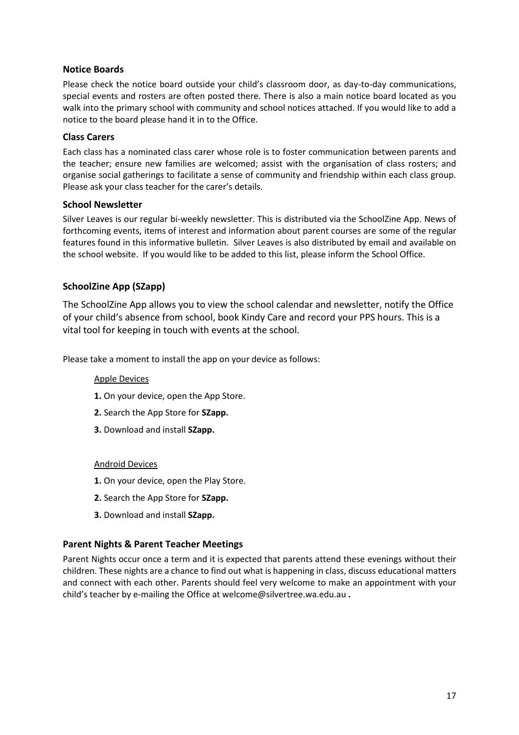### Notice Boards

Please check the notice board outside your child's classroom door, as day-to-day communications, special events and rosters are often posted there. There is also a main notice board located as you walk into the primary school with community and school notices attached. If you would like to add a notice to the board please hand it in to the Office.

### Class Carers

Each class has a nominated class carer whose role is to foster communication between parents and the teacher; ensure new families are welcomed; assist with the organisation of class rosters; and organise social gatherings to facilitate a sense of community and friendship within each class group. Please ask your class teacher for the carer's details.

### School Newsletter

Silver Leaves is our regular bi-weekly newsletter. This is distributed via the SchoolZine App. News of forthcoming events, items of interest and information about parent courses are some of the regular features found in this informative bulletin. Silver Leaves is also distributed by email and available on the school website. If you would like to be added to this list, please inform the School Office.

### SchoolZine App (SZapp)

The SchoolZine App allows you to view the school calendar and newsletter, notify the Office of your child's absence from school, book Kindy Care and record your PPS hours. This is a vital tool for keeping in touch with events at the school.

Please take a moment to install the app on your device as follows:

Apple Devices

**1.** On your device, open the App Store.

**2.** Search the App Store for **SZapp.**

**3.** Download and install **SZapp.**

Android Devices

**1.** On your device, open the Play Store.

**2.** Search the App Store for **SZapp.**

**3.** Download and install **SZapp.**

### Parent Nights & Parent Teacher Meetings

Parent Nights occur once a term and it is expected that parents attend these evenings without their children. These nights are a chance to find out what is happening in class, discuss educational matters and connect with each other. Parents should feel very welcome to make an appointment with your child's teacher by e-mailing the Office at welcome@silvertree.wa.edu.au **.**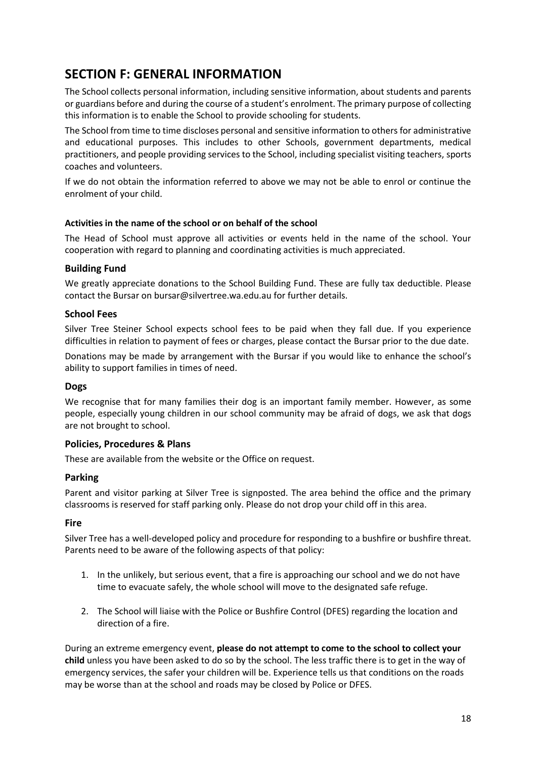# SECTION F: GENERAL INFORMATION

The School collects personal information, including sensitive information, about students and parents or guardians before and during the course of a student's enrolment. The primary purpose of collecting this information is to enable the School to provide schooling for students.

The School from time to time discloses personal and sensitive information to others for administrative and educational purposes. This includes to other Schools, government departments, medical practitioners, and people providing services to the School, including specialist visiting teachers, sports coaches and volunteers.

If we do not obtain the information referred to above we may not be able to enrol or continue the enrolment of your child.

**Activities in the name of the school or on behalf of the school**

The Head of School must approve all activities or events held in the name of the school. Your cooperation with regard to planning and coordinating activities is much appreciated.

### Building Fund

We greatly appreciate donations to the School Building Fund. These are fully tax deductible. Please contact the Bursar on bursar@silvertree.wa.edu.au for further details.

### School Fees

Silver Tree Steiner School expects school fees to be paid when they fall due. If you experience difficulties in relation to payment of fees or charges, please contact the Bursar prior to the due date.

Donations may be made by arrangement with the Bursar if you would like to enhance the school's ability to support families in times of need.

### Dogs

We recognise that for many families their dog is an important family member. However, as some people, especially young children in our school community may be afraid of dogs, we ask that dogs are not brought to school.

### Policies, Procedures & Plans

These are available from the website or the Office on request.

### Parking

Parent and visitor parking at Silver Tree is signposted. The area behind the office and the primary classrooms is reserved for staff parking only. Please do not drop your child off in this area.

### Fire

Silver Tree has a well-developed policy and procedure for responding to a bushfire or bushfire threat. Parents need to be aware of the following aspects of that policy:

1. In the unlikely, but serious event, that a fire is approaching our school and we do not have time to evacuate safely, the whole school will move to the designated safe refuge.
2. The School will liaise with the Police or Bushfire Control (DFES) regarding the location and direction of a fire.

During an extreme emergency event, **please do not attempt to come to the school to collect your child** unless you have been asked to do so by the school. The less traffic there is to get in the way of emergency services, the safer your children will be. Experience tells us that conditions on the roads may be worse than at the school and roads may be closed by Police or DFES.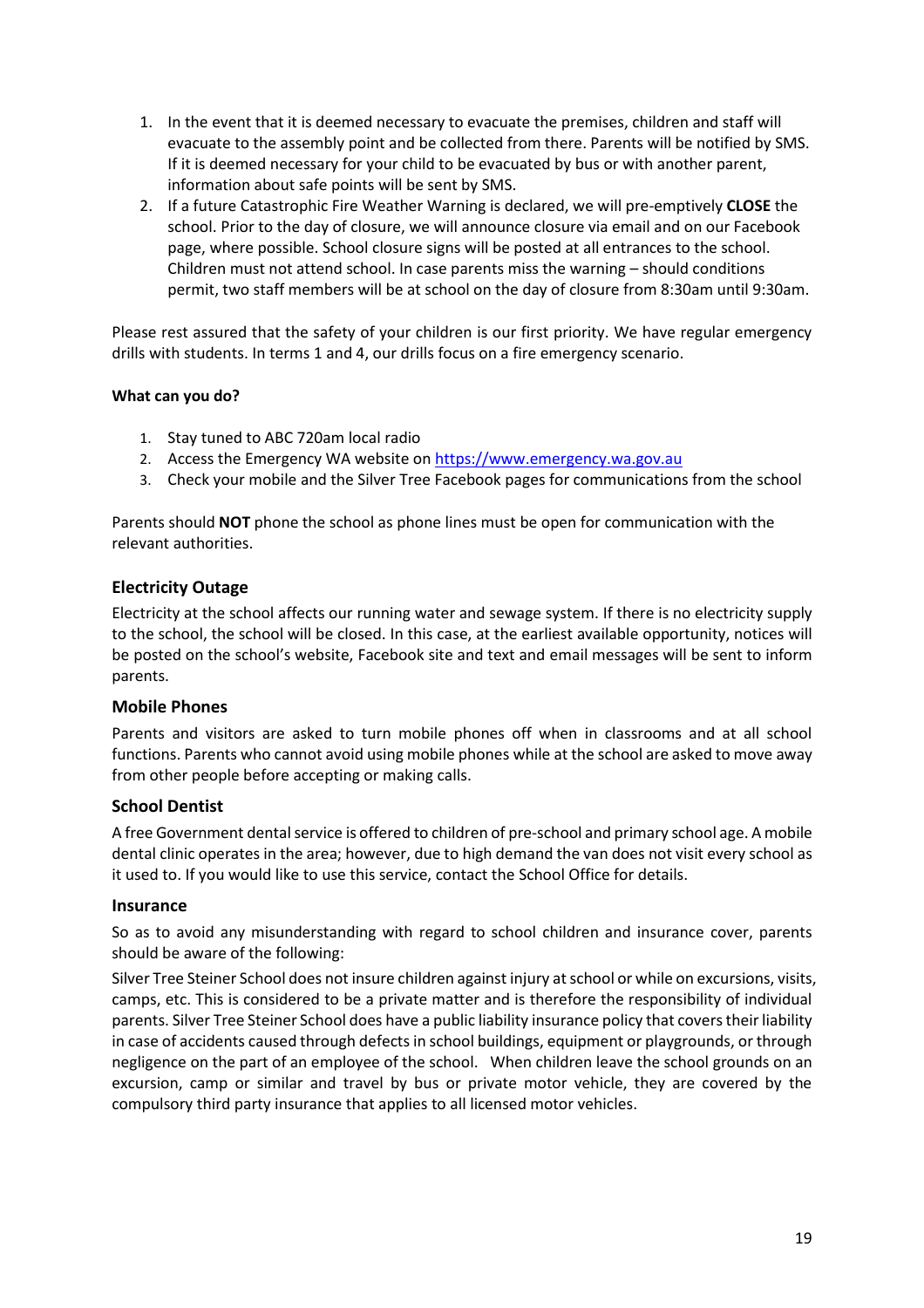1. In the event that it is deemed necessary to evacuate the premises, children and staff will evacuate to the assembly point and be collected from there. Parents will be notified by SMS. If it is deemed necessary for your child to be evacuated by bus or with another parent, information about safe points will be sent by SMS.
2. If a future Catastrophic Fire Weather Warning is declared, we will pre-emptively **CLOSE** the school. Prior to the day of closure, we will announce closure via email and on our Facebook page, where possible. School closure signs will be posted at all entrances to the school. Children must not attend school. In case parents miss the warning – should conditions permit, two staff members will be at school on the day of closure from 8:30am until 9:30am.

Please rest assured that the safety of your children is our first priority. We have regular emergency drills with students. In terms 1 and 4, our drills focus on a fire emergency scenario.

**What can you do?**

1. Stay tuned to ABC 720am local radio
2. Access the Emergency WA website on https://www.emergency.wa.gov.au
3. Check your mobile and the Silver Tree Facebook pages for communications from the school

Parents should **NOT** phone the school as phone lines must be open for communication with the relevant authorities.

### Electricity Outage

Electricity at the school affects our running water and sewage system. If there is no electricity supply to the school, the school will be closed. In this case, at the earliest available opportunity, notices will be posted on the school's website, Facebook site and text and email messages will be sent to inform parents.

### Mobile Phones

Parents and visitors are asked to turn mobile phones off when in classrooms and at all school functions. Parents who cannot avoid using mobile phones while at the school are asked to move away from other people before accepting or making calls.

### School Dentist

A free Government dental service is offered to children of pre-school and primary school age. A mobile dental clinic operates in the area; however, due to high demand the van does not visit every school as it used to. If you would like to use this service, contact the School Office for details.

### Insurance

So as to avoid any misunderstanding with regard to school children and insurance cover, parents should be aware of the following:

Silver Tree Steiner School does not insure children against injury at school or while on excursions, visits, camps, etc. This is considered to be a private matter and is therefore the responsibility of individual parents. Silver Tree Steiner School does have a public liability insurance policy that covers their liability in case of accidents caused through defects in school buildings, equipment or playgrounds, or through negligence on the part of an employee of the school. When children leave the school grounds on an excursion, camp or similar and travel by bus or private motor vehicle, they are covered by the compulsory third party insurance that applies to all licensed motor vehicles.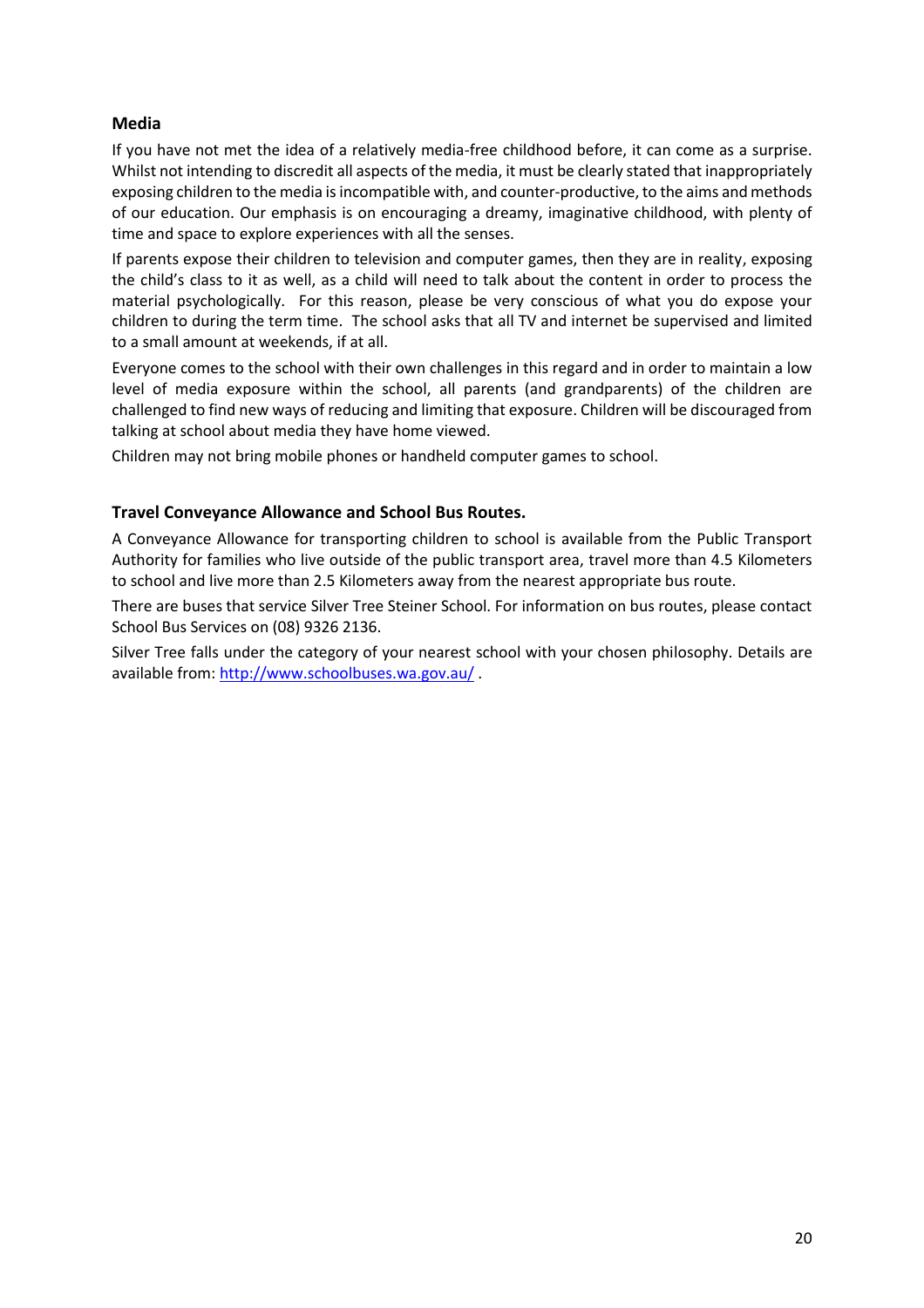### Media

If you have not met the idea of a relatively media-free childhood before, it can come as a surprise. Whilst not intending to discredit all aspects of the media, it must be clearly stated that inappropriately exposing children to the media is incompatible with, and counter-productive, to the aims and methods of our education. Our emphasis is on encouraging a dreamy, imaginative childhood, with plenty of time and space to explore experiences with all the senses.

If parents expose their children to television and computer games, then they are in reality, exposing the child's class to it as well, as a child will need to talk about the content in order to process the material psychologically. For this reason, please be very conscious of what you do expose your children to during the term time. The school asks that all TV and internet be supervised and limited to a small amount at weekends, if at all.

Everyone comes to the school with their own challenges in this regard and in order to maintain a low level of media exposure within the school, all parents (and grandparents) of the children are challenged to find new ways of reducing and limiting that exposure. Children will be discouraged from talking at school about media they have home viewed.

Children may not bring mobile phones or handheld computer games to school.

### Travel Conveyance Allowance and School Bus Routes.

A Conveyance Allowance for transporting children to school is available from the Public Transport Authority for families who live outside of the public transport area, travel more than 4.5 Kilometers to school and live more than 2.5 Kilometers away from the nearest appropriate bus route.

There are buses that service Silver Tree Steiner School. For information on bus routes, please contact School Bus Services on (08) 9326 2136.

Silver Tree falls under the category of your nearest school with your chosen philosophy. Details are available from: http://www.schoolbuses.wa.gov.au/ .